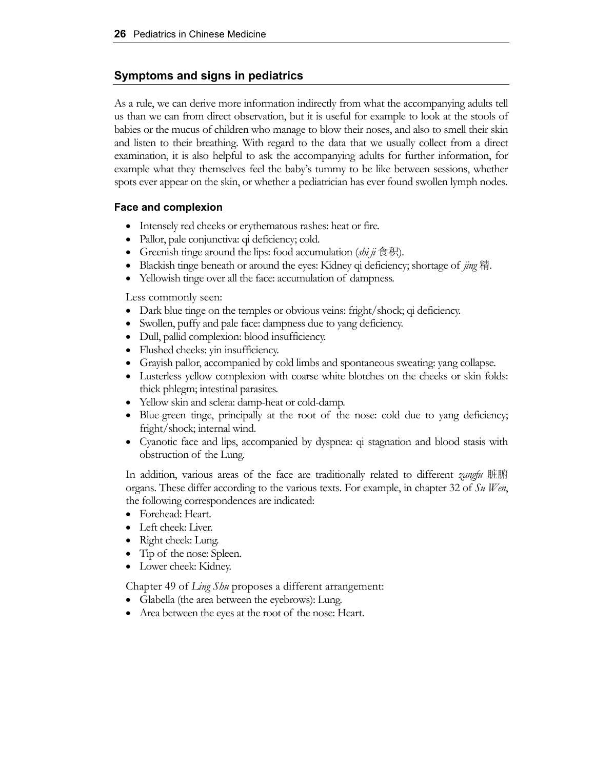## Symptoms and signs in pediatrics

As a rule, we can derive more information indirectly from what the accompanying adults tell us than we can from direct observation, but it is useful for example to look at the stools of babies or the mucus of children who manage to blow their noses, and also to smell their skin and listen to their breathing. With regard to the data that we usually collect from a direct examination, it is also helpful to ask the accompanying adults for further information, for example what they themselves feel the baby's tummy to be like between sessions, whether spots ever appear on the skin, or whether a pediatrician has ever found swollen lymph nodes.

### Face and complexion

- Intensely red cheeks or erythematous rashes: heat or fire.
- Pallor, pale conjunctiva: qi deficiency; cold.
- Greenish tinge around the lips: food accumulation (*shi ji* 食积).
- Blackish tinge beneath or around the eyes: Kidney qi deficiency; shortage of *jing* 精.
- Yellowish tinge over all the face: accumulation of dampness.

Less commonly seen:

- Dark blue tinge on the temples or obvious veins: fright/shock; qi deficiency.
- Swollen, puffy and pale face: dampness due to yang deficiency.
- Dull, pallid complexion: blood insufficiency.
- Flushed cheeks: yin insufficiency.
- Grayish pallor, accompanied by cold limbs and spontaneous sweating: yang collapse.
- Lusterless yellow complexion with coarse white blotches on the cheeks or skin folds: thick phlegm; intestinal parasites.
- Yellow skin and sclera: damp-heat or cold-damp.
- Blue-green tinge, principally at the root of the nose: cold due to yang deficiency; fright/shock; internal wind.
- Cyanotic face and lips, accompanied by dyspnea: qi stagnation and blood stasis with obstruction of the Lung.

In addition, various areas of the face are traditionally related to different *zangfu* 脏腑 organs. These differ according to the various texts. For example, in chapter 32 of *Su Wen*, the following correspondences are indicated:

- Forehead: Heart.
- Left cheek: Liver.
- Right cheek: Lung.
- Tip of the nose: Spleen.
- Lower cheek: Kidney.

Chapter 49 of *Ling Shu* proposes a different arrangement:

- Glabella (the area between the eyebrows): Lung.
- Area between the eyes at the root of the nose: Heart.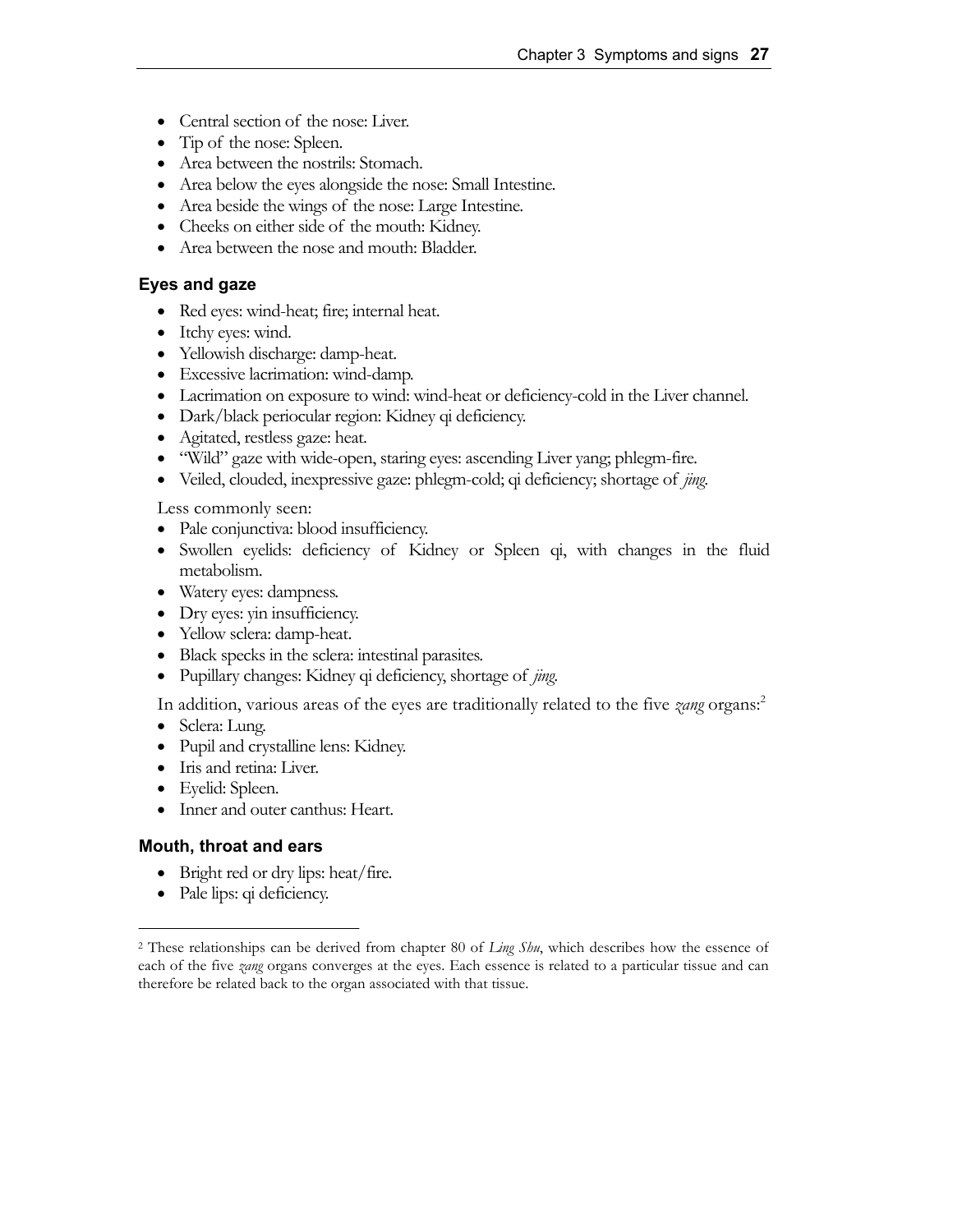- Central section of the nose: Liver.
- Tip of the nose: Spleen.
- Area between the nostrils: Stomach.
- Area below the eyes alongside the nose: Small Intestine.
- Area beside the wings of the nose: Large Intestine.
- Cheeks on either side of the mouth: Kidney.
- Area between the nose and mouth: Bladder.

### Eyes and gaze

- Red eyes: wind-heat; fire; internal heat.
- Itchy eyes: wind.
- Yellowish discharge: damp-heat.
- Excessive lacrimation: wind-damp.
- Lacrimation on exposure to wind: wind-heat or deficiency-cold in the Liver channel.
- Dark/black periocular region: Kidney qi deficiency.
- Agitated, restless gaze: heat.
- "Wild" gaze with wide-open, staring eyes: ascending Liver yang; phlegm-fire.
- Veiled, clouded, inexpressive gaze: phlegm-cold; qi deficiency; shortage of *jing*.

Less commonly seen:

- Pale conjunctiva: blood insufficiency.
- Swollen eyelids: deficiency of Kidney or Spleen qi, with changes in the fluid metabolism.
- Watery eyes: dampness.
- Dry eyes: yin insufficiency.
- Yellow sclera: damp-heat.
- Black specks in the sclera: intestinal parasites.
- Pupillary changes: Kidney qi deficiency, shortage of *jing*.

In addition, various areas of the eyes are traditionally related to the five *zang* organs:[2]

- Sclera: Lung.
- Pupil and crystalline lens: Kidney.
- Iris and retina: Liver.
- Eyelid: Spleen.
- Inner and outer canthus: Heart.

### Mouth, throat and ears

- Bright red or dry lips: heat/fire.
- Pale lips: qi deficiency.

---

[2] These relationships can be derived from chapter 80 of *Ling Shu*, which describes how the essence of each of the five *zang* organs converges at the eyes. Each essence is related to a particular tissue and can therefore be related back to the organ associated with that tissue.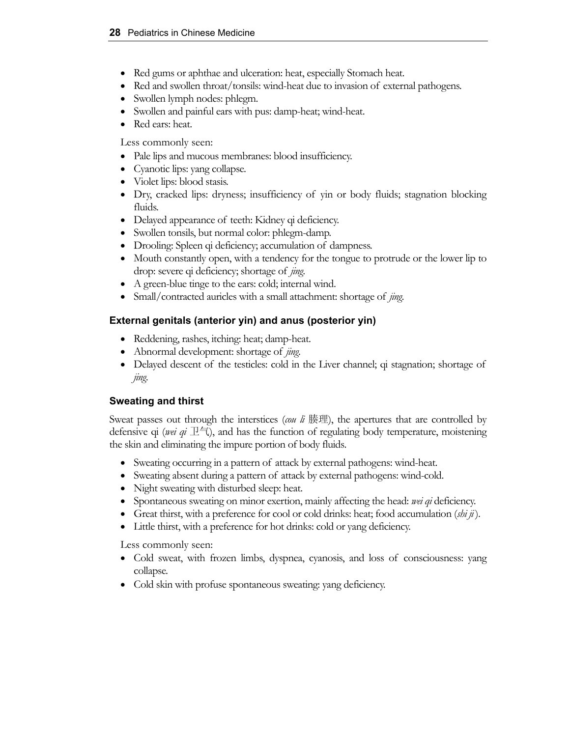- Red gums or aphthae and ulceration: heat, especially Stomach heat.
- Red and swollen throat/tonsils: wind-heat due to invasion of external pathogens.
- Swollen lymph nodes: phlegm.
- Swollen and painful ears with pus: damp-heat; wind-heat.
- Red ears: heat.

Less commonly seen:

- Pale lips and mucous membranes: blood insufficiency.
- Cyanotic lips: yang collapse.
- Violet lips: blood stasis.
- Dry, cracked lips: dryness; insufficiency of yin or body fluids; stagnation blocking fluids.
- Delayed appearance of teeth: Kidney qi deficiency.
- Swollen tonsils, but normal color: phlegm-damp.
- Drooling: Spleen qi deficiency; accumulation of dampness.
- Mouth constantly open, with a tendency for the tongue to protrude or the lower lip to drop: severe qi deficiency; shortage of *jing*.
- A green-blue tinge to the ears: cold; internal wind.
- Small/contracted auricles with a small attachment: shortage of *jing*.

### External genitals (anterior yin) and anus (posterior yin)

- Reddening, rashes, itching: heat; damp-heat.
- Abnormal development: shortage of *jing*.
- Delayed descent of the testicles: cold in the Liver channel; qi stagnation; shortage of *jing*.

### Sweating and thirst

Sweat passes out through the interstices (*cou li* 腠理), the apertures that are controlled by defensive qi (*wei qi* 卫气), and has the function of regulating body temperature, moistening the skin and eliminating the impure portion of body fluids.

- Sweating occurring in a pattern of attack by external pathogens: wind-heat.
- Sweating absent during a pattern of attack by external pathogens: wind-cold.
- Night sweating with disturbed sleep: heat.
- Spontaneous sweating on minor exertion, mainly affecting the head: *wei qi* deficiency.
- Great thirst, with a preference for cool or cold drinks: heat; food accumulation (*shi ji*).
- Little thirst, with a preference for hot drinks: cold or yang deficiency.

Less commonly seen:

- Cold sweat, with frozen limbs, dyspnea, cyanosis, and loss of consciousness: yang collapse.
- Cold skin with profuse spontaneous sweating: yang deficiency.